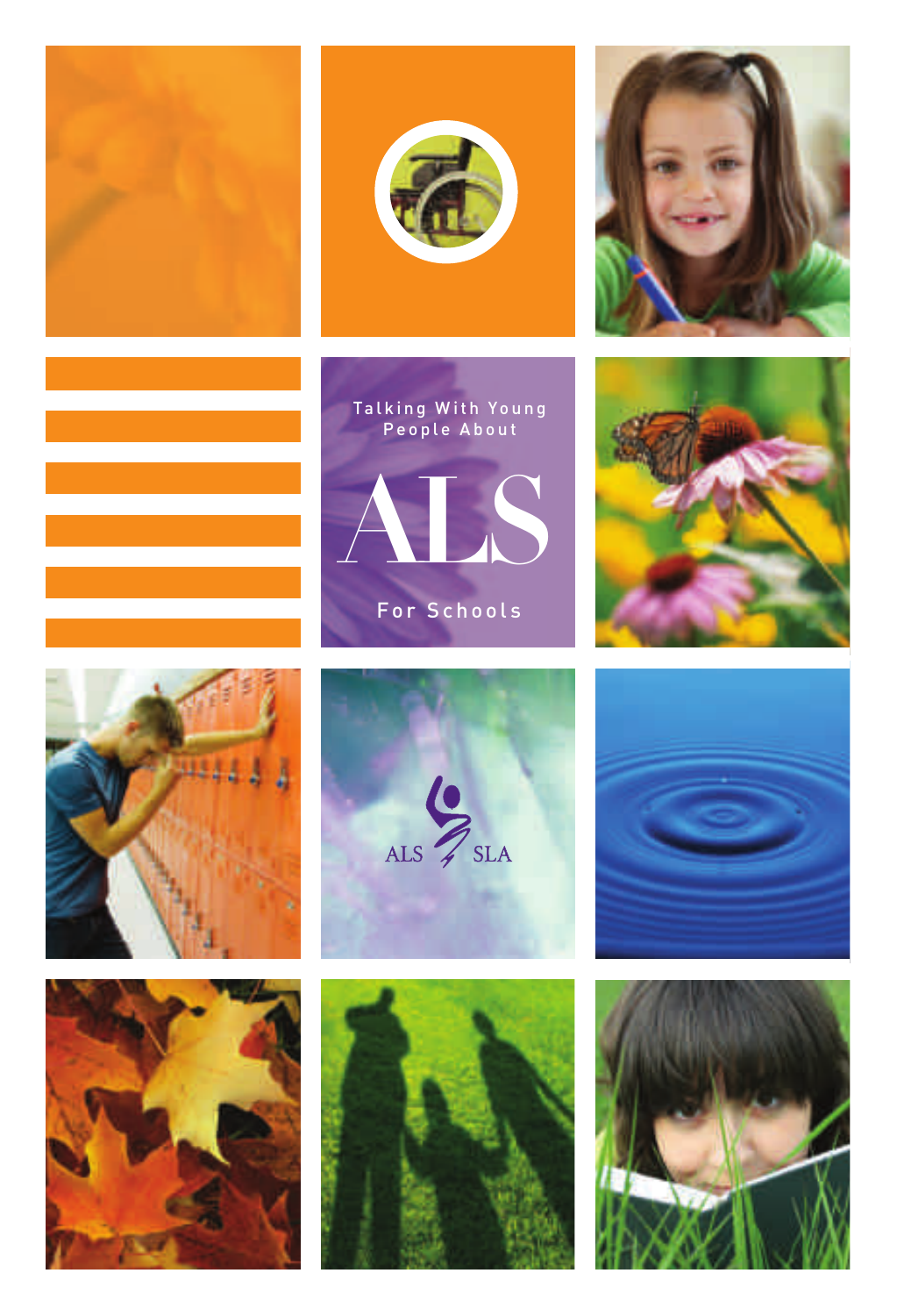Talking With Young People About

# ALS

For Schools

ALS SLA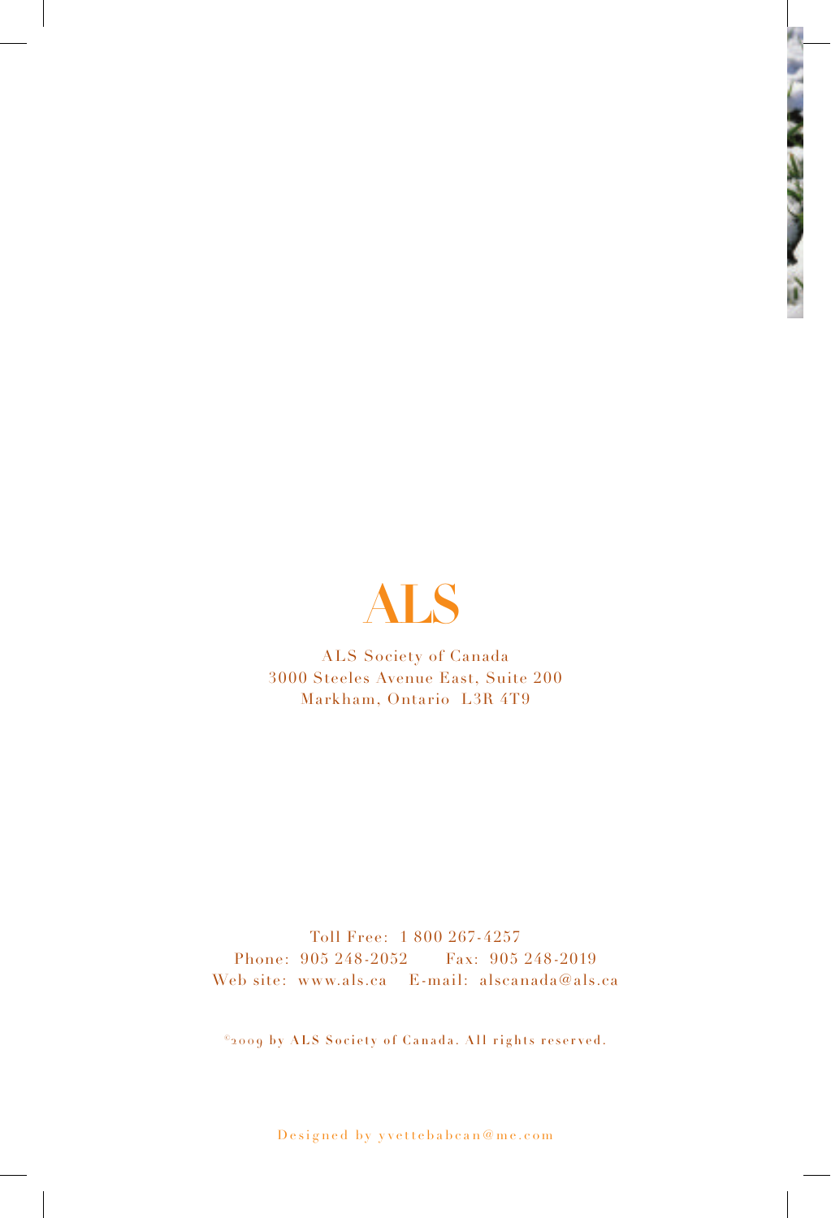# ALS

ALS Society of Canada
3000 Steeles Avenue East, Suite 200
Markham, Ontario L3R 4T9

Toll Free: 1 800 267-4257
Phone: 905 248-2052 Fax: 905 248-2019
Web site: www.als.ca E-mail: alscanada@als.ca

©2009 by ALS Society of Canada. All rights reserved.

Designed by yvettebabcan@me.com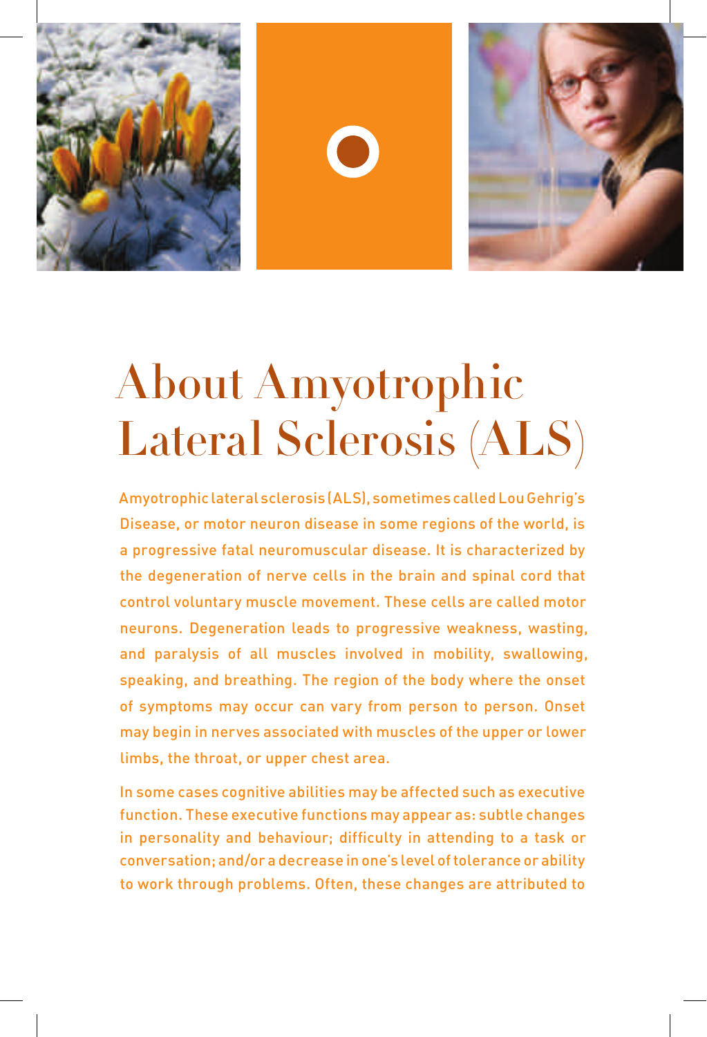# About Amyotrophic Lateral Sclerosis (ALS)

Amyotrophic lateral sclerosis (ALS), sometimes called Lou Gehrig's Disease, or motor neuron disease in some regions of the world, is a progressive fatal neuromuscular disease. It is characterized by the degeneration of nerve cells in the brain and spinal cord that control voluntary muscle movement. These cells are called motor neurons. Degeneration leads to progressive weakness, wasting, and paralysis of all muscles involved in mobility, swallowing, speaking, and breathing. The region of the body where the onset of symptoms may occur can vary from person to person. Onset may begin in nerves associated with muscles of the upper or lower limbs, the throat, or upper chest area.

In some cases cognitive abilities may be affected such as executive function. These executive functions may appear as: subtle changes in personality and behaviour; difficulty in attending to a task or conversation; and/or a decrease in one's level of tolerance or ability to work through problems. Often, these changes are attributed to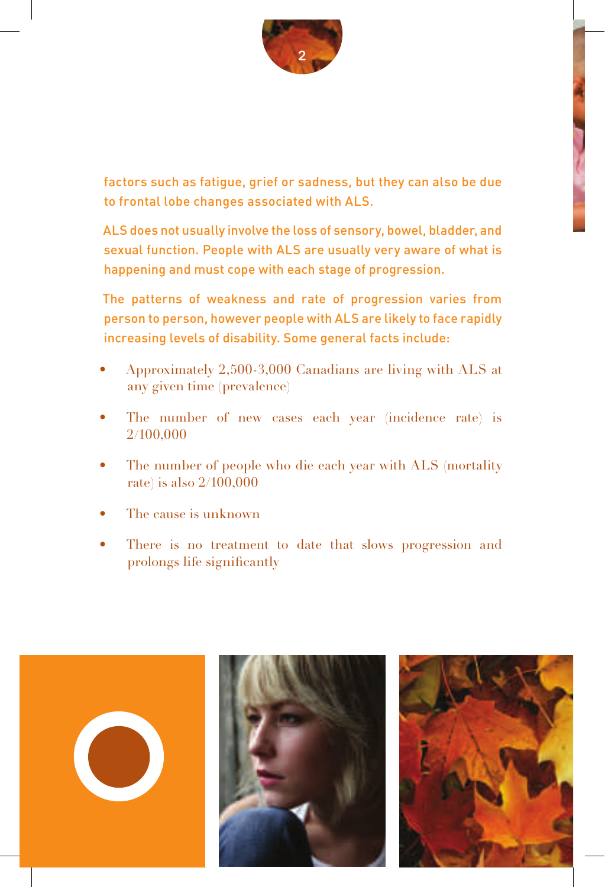factors such as fatigue, grief or sadness, but they can also be due to frontal lobe changes associated with ALS.

ALS does not usually involve the loss of sensory, bowel, bladder, and sexual function. People with ALS are usually very aware of what is happening and must cope with each stage of progression.

The patterns of weakness and rate of progression varies from person to person, however people with ALS are likely to face rapidly increasing levels of disability. Some general facts include:

- Approximately 2,500-3,000 Canadians are living with ALS at any given time (prevalence)
- The number of new cases each year (incidence rate) is 2/100,000
- The number of people who die each year with ALS (mortality rate) is also 2/100,000
- The cause is unknown
- There is no treatment to date that slows progression and prolongs life significantly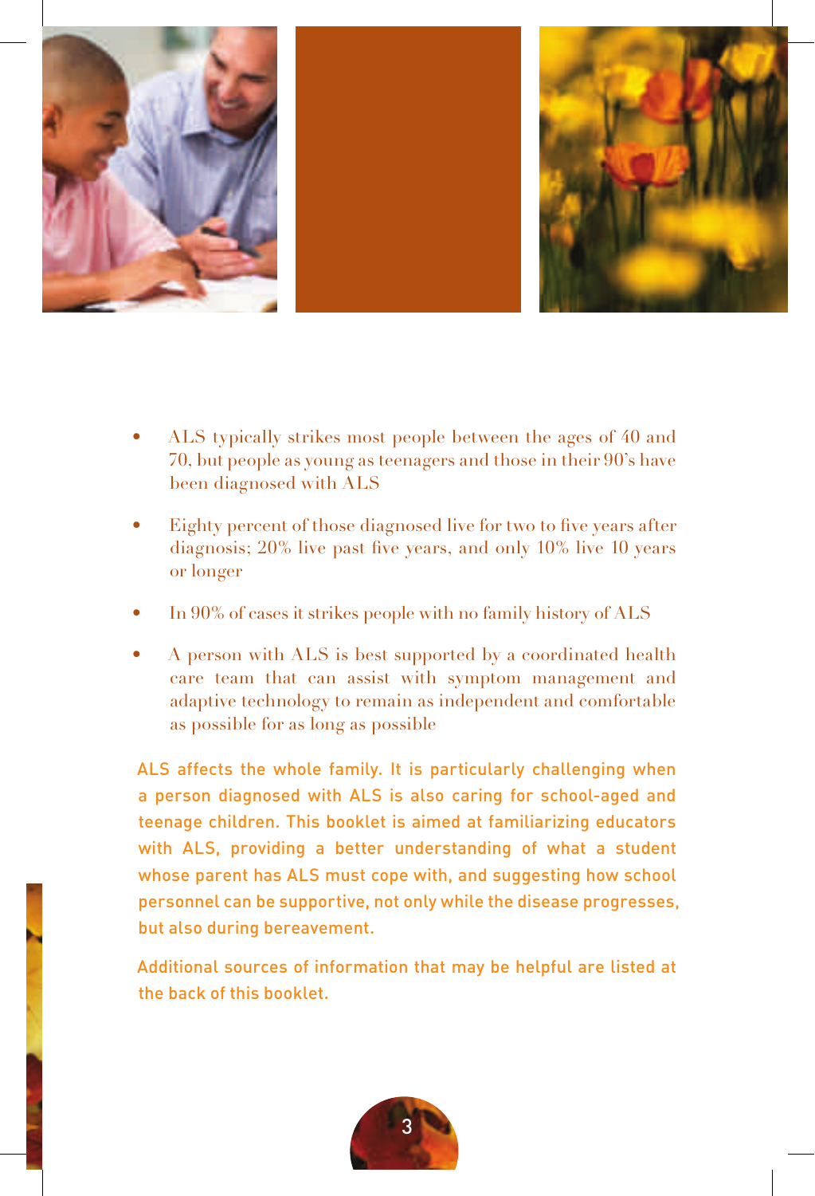- ALS typically strikes most people between the ages of 40 and 70, but people as young as teenagers and those in their 90's have been diagnosed with ALS
- Eighty percent of those diagnosed live for two to five years after diagnosis; 20% live past five years, and only 10% live 10 years or longer
- In 90% of cases it strikes people with no family history of ALS
- A person with ALS is best supported by a coordinated health care team that can assist with symptom management and adaptive technology to remain as independent and comfortable as possible for as long as possible

ALS affects the whole family. It is particularly challenging when a person diagnosed with ALS is also caring for school-aged and teenage children. This booklet is aimed at familiarizing educators with ALS, providing a better understanding of what a student whose parent has ALS must cope with, and suggesting how school personnel can be supportive, not only while the disease progresses, but also during bereavement.

Additional sources of information that may be helpful are listed at the back of this booklet.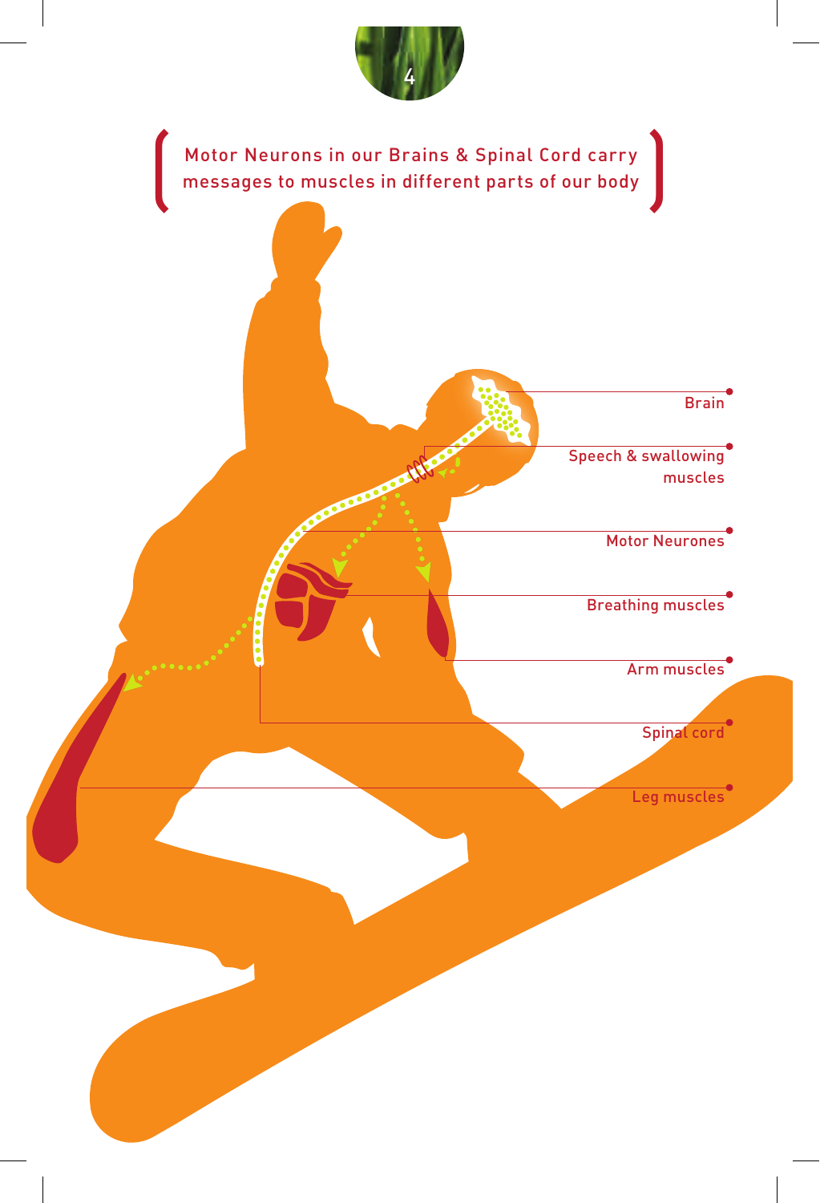Motor Neurons in our Brains & Spinal Cord carry messages to muscles in different parts of our body

Brain

Speech & swallowing muscles

Motor Neurones

Breathing muscles

Arm muscles

Spinal cord

Leg muscles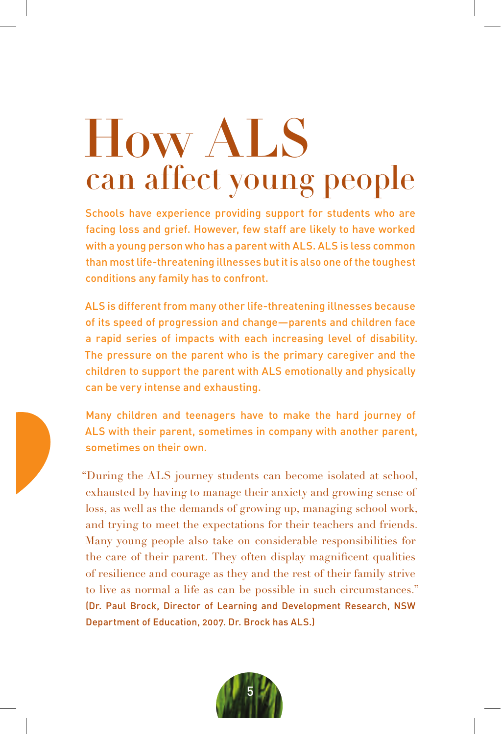# How ALS can affect young people

Schools have experience providing support for students who are facing loss and grief. However, few staff are likely to have worked with a young person who has a parent with ALS. ALS is less common than most life-threatening illnesses but it is also one of the toughest conditions any family has to confront.

ALS is different from many other life-threatening illnesses because of its speed of progression and change—parents and children face a rapid series of impacts with each increasing level of disability. The pressure on the parent who is the primary caregiver and the children to support the parent with ALS emotionally and physically can be very intense and exhausting.

Many children and teenagers have to make the hard journey of ALS with their parent, sometimes in company with another parent, sometimes on their own.

"During the ALS journey students can become isolated at school, exhausted by having to manage their anxiety and growing sense of loss, as well as the demands of growing up, managing school work, and trying to meet the expectations for their teachers and friends. Many young people also take on considerable responsibilities for the care of their parent. They often display magnificent qualities of resilience and courage as they and the rest of their family strive to live as normal a life as can be possible in such circumstances." (Dr. Paul Brock, Director of Learning and Development Research, NSW Department of Education, 2007. Dr. Brock has ALS.)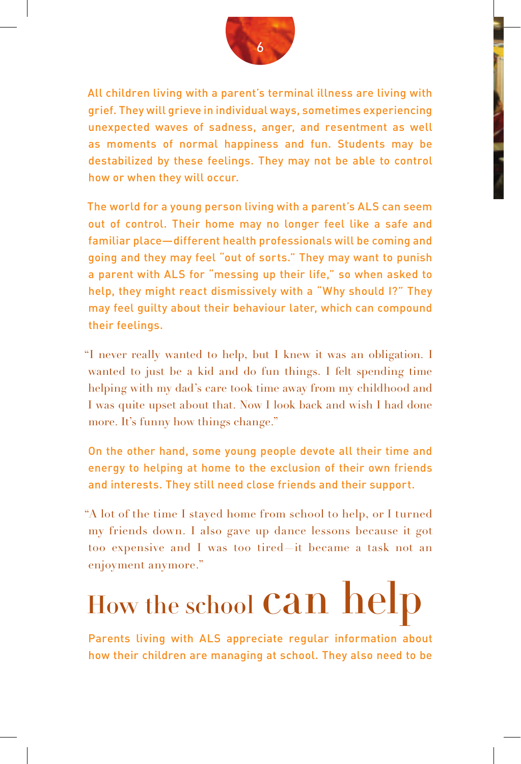All children living with a parent's terminal illness are living with grief. They will grieve in individual ways, sometimes experiencing unexpected waves of sadness, anger, and resentment as well as moments of normal happiness and fun. Students may be destabilized by these feelings. They may not be able to control how or when they will occur.

The world for a young person living with a parent's ALS can seem out of control. Their home may no longer feel like a safe and familiar place—different health professionals will be coming and going and they may feel "out of sorts." They may want to punish a parent with ALS for "messing up their life," so when asked to help, they might react dismissively with a "Why should I?" They may feel guilty about their behaviour later, which can compound their feelings.

"I never really wanted to help, but I knew it was an obligation. I wanted to just be a kid and do fun things. I felt spending time helping with my dad's care took time away from my childhood and I was quite upset about that. Now I look back and wish I had done more. It's funny how things change."

On the other hand, some young people devote all their time and energy to helping at home to the exclusion of their own friends and interests. They still need close friends and their support.

"A lot of the time I stayed home from school to help, or I turned my friends down. I also gave up dance lessons because it got too expensive and I was too tired—it became a task not an enjoyment anymore."

# How the school can help

Parents living with ALS appreciate regular information about how their children are managing at school. They also need to be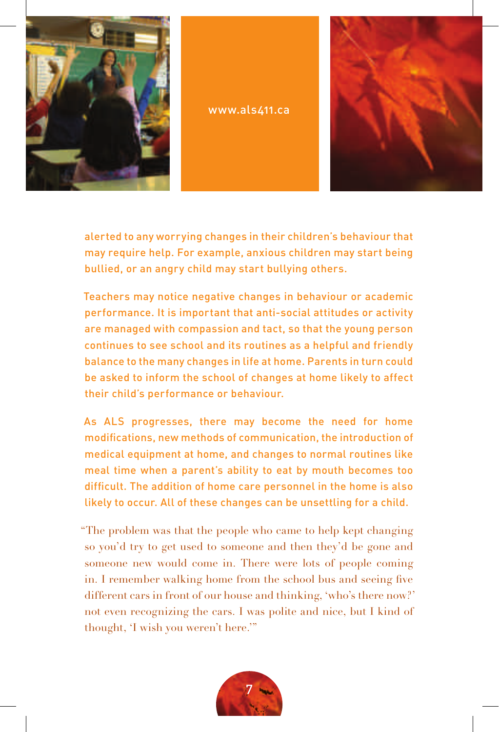alerted to any worrying changes in their children's behaviour that may require help. For example, anxious children may start being bullied, or an angry child may start bullying others.

Teachers may notice negative changes in behaviour or academic performance. It is important that anti-social attitudes or activity are managed with compassion and tact, so that the young person continues to see school and its routines as a helpful and friendly balance to the many changes in life at home. Parents in turn could be asked to inform the school of changes at home likely to affect their child's performance or behaviour.

As ALS progresses, there may become the need for home modifications, new methods of communication, the introduction of medical equipment at home, and changes to normal routines like meal time when a parent's ability to eat by mouth becomes too difficult. The addition of home care personnel in the home is also likely to occur. All of these changes can be unsettling for a child.

"The problem was that the people who came to help kept changing so you'd try to get used to someone and then they'd be gone and someone new would come in. There were lots of people coming in. I remember walking home from the school bus and seeing five different cars in front of our house and thinking, 'who's there now?' not even recognizing the cars. I was polite and nice, but I kind of thought, 'I wish you weren't here.'"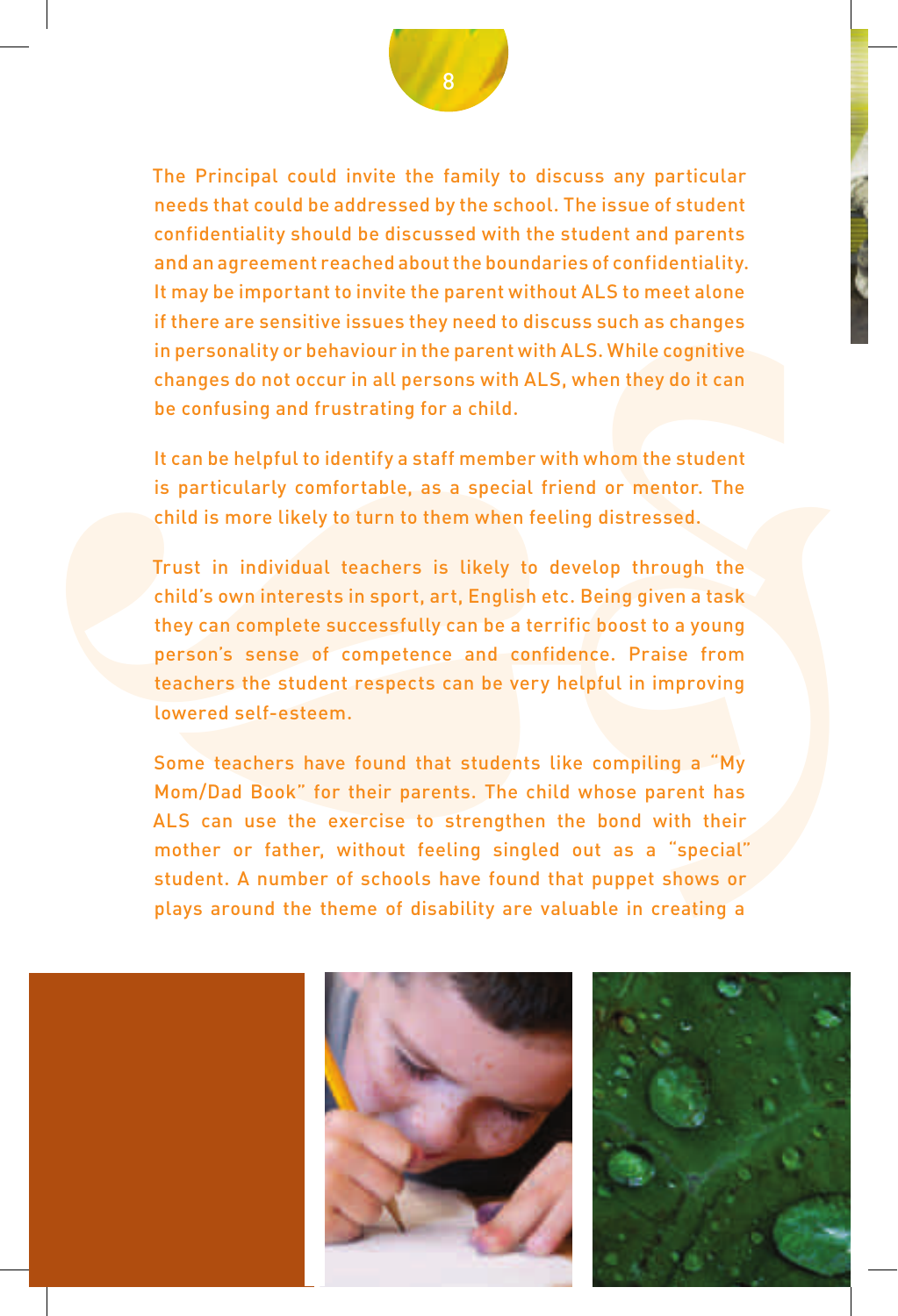The Principal could invite the family to discuss any particular needs that could be addressed by the school. The issue of student confidentiality should be discussed with the student and parents and an agreement reached about the boundaries of confidentiality. It may be important to invite the parent without ALS to meet alone if there are sensitive issues they need to discuss such as changes in personality or behaviour in the parent with ALS. While cognitive changes do not occur in all persons with ALS, when they do it can be confusing and frustrating for a child.

It can be helpful to identify a staff member with whom the student is particularly comfortable, as a special friend or mentor. The child is more likely to turn to them when feeling distressed.

Trust in individual teachers is likely to develop through the child's own interests in sport, art, English etc. Being given a task they can complete successfully can be a terrific boost to a young person's sense of competence and confidence. Praise from teachers the student respects can be very helpful in improving lowered self-esteem.

Some teachers have found that students like compiling a "My Mom/Dad Book" for their parents. The child whose parent has ALS can use the exercise to strengthen the bond with their mother or father, without feeling singled out as a "special" student. A number of schools have found that puppet shows or plays around the theme of disability are valuable in creating a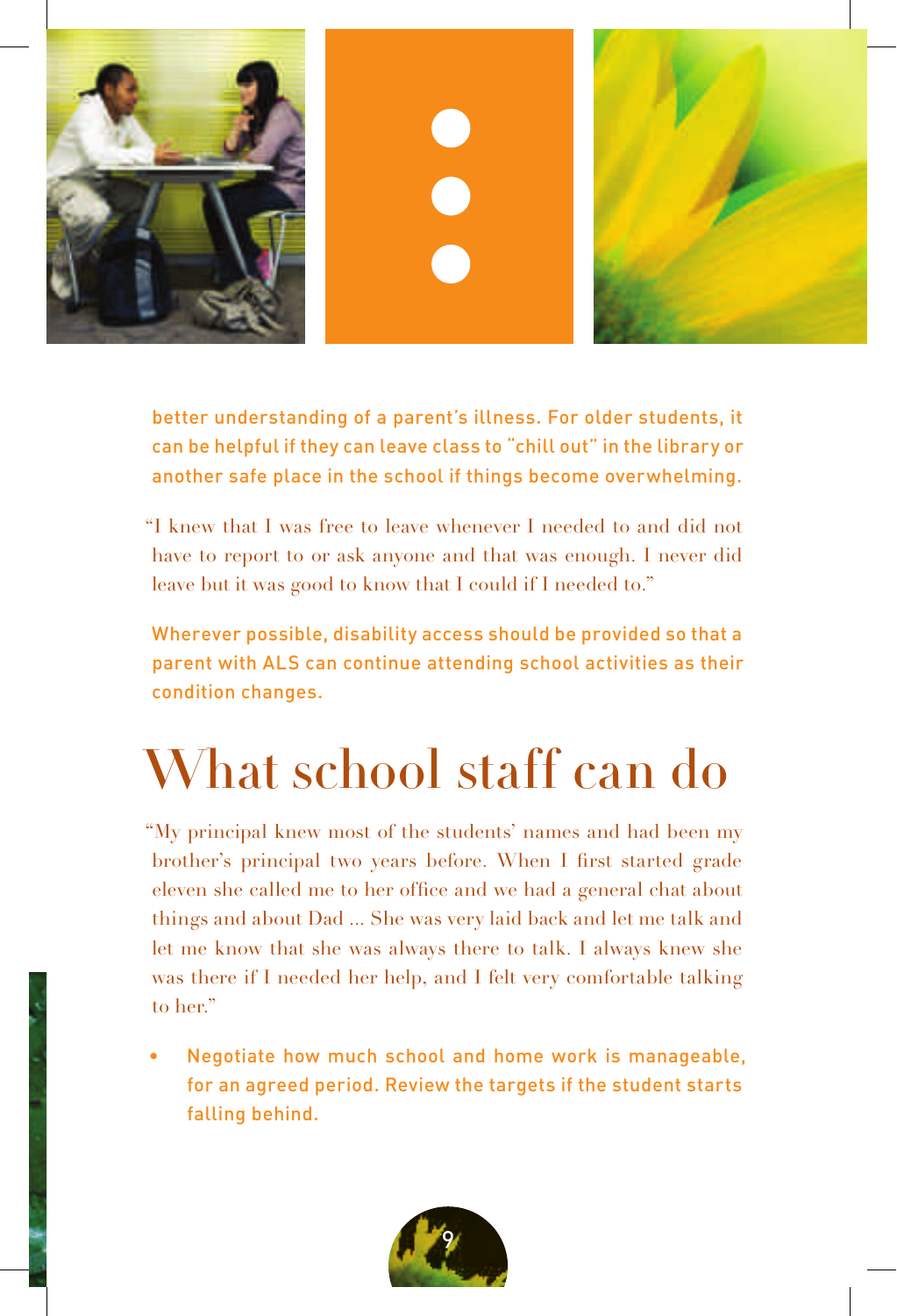better understanding of a parent's illness. For older students, it can be helpful if they can leave class to "chill out" in the library or another safe place in the school if things become overwhelming.

"I knew that I was free to leave whenever I needed to and did not have to report to or ask anyone and that was enough. I never did leave but it was good to know that I could if I needed to."

Wherever possible, disability access should be provided so that a parent with ALS can continue attending school activities as their condition changes.

# What school staff can do

"My principal knew most of the students' names and had been my brother's principal two years before. When I first started grade eleven she called me to her office and we had a general chat about things and about Dad ... She was very laid back and let me talk and let me know that she was always there to talk. I always knew she was there if I needed her help, and I felt very comfortable talking to her."

- Negotiate how much school and home work is manageable, for an agreed period. Review the targets if the student starts falling behind.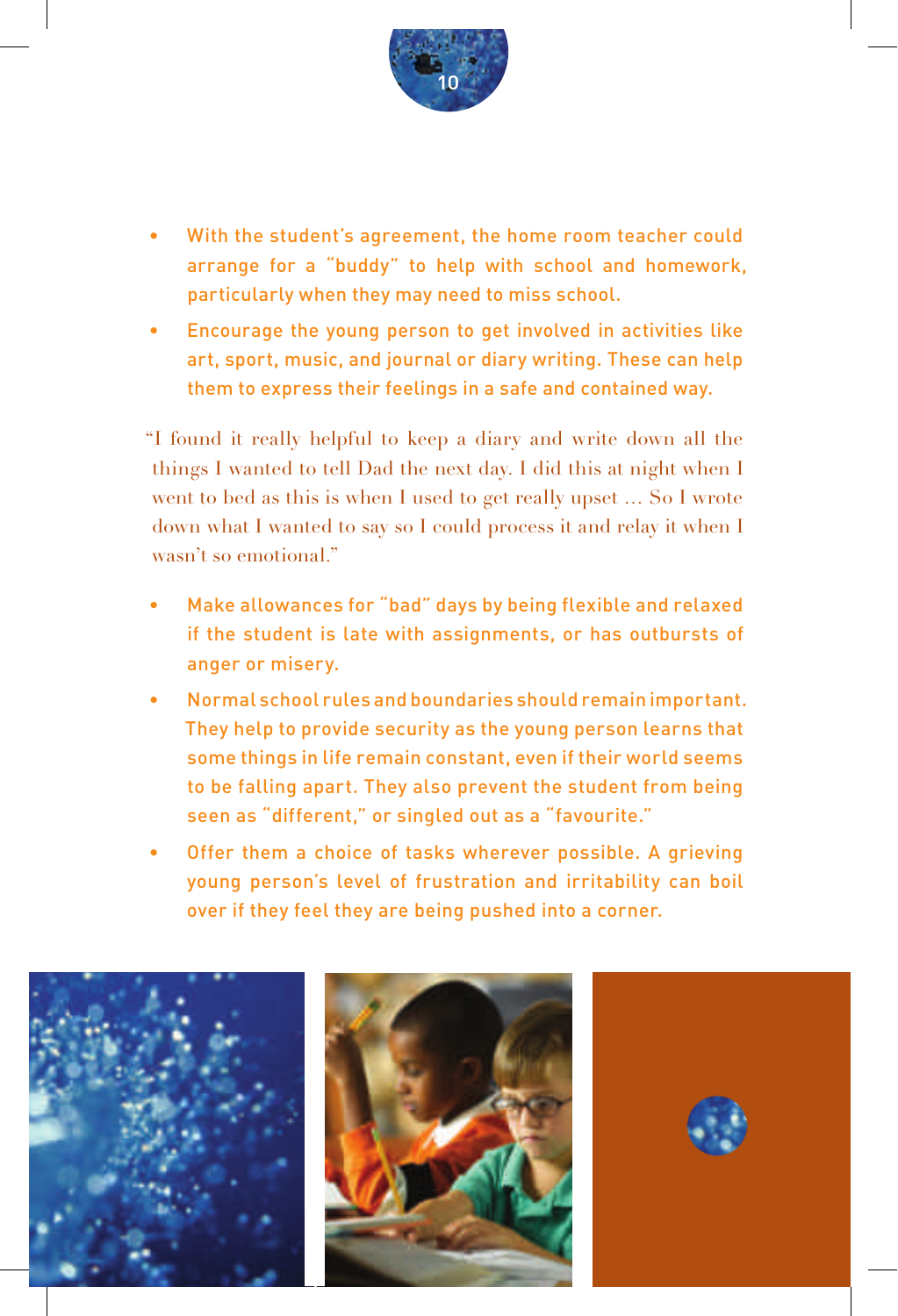- With the student's agreement, the home room teacher could arrange for a "buddy" to help with school and homework, particularly when they may need to miss school.
- Encourage the young person to get involved in activities like art, sport, music, and journal or diary writing. These can help them to express their feelings in a safe and contained way.

"I found it really helpful to keep a diary and write down all the things I wanted to tell Dad the next day. I did this at night when I went to bed as this is when I used to get really upset ... So I wrote down what I wanted to say so I could process it and relay it when I wasn't so emotional."

- Make allowances for "bad" days by being flexible and relaxed if the student is late with assignments, or has outbursts of anger or misery.
- Normal school rules and boundaries should remain important. They help to provide security as the young person learns that some things in life remain constant, even if their world seems to be falling apart. They also prevent the student from being seen as "different," or singled out as a "favourite."
- Offer them a choice of tasks wherever possible. A grieving young person's level of frustration and irritability can boil over if they feel they are being pushed into a corner.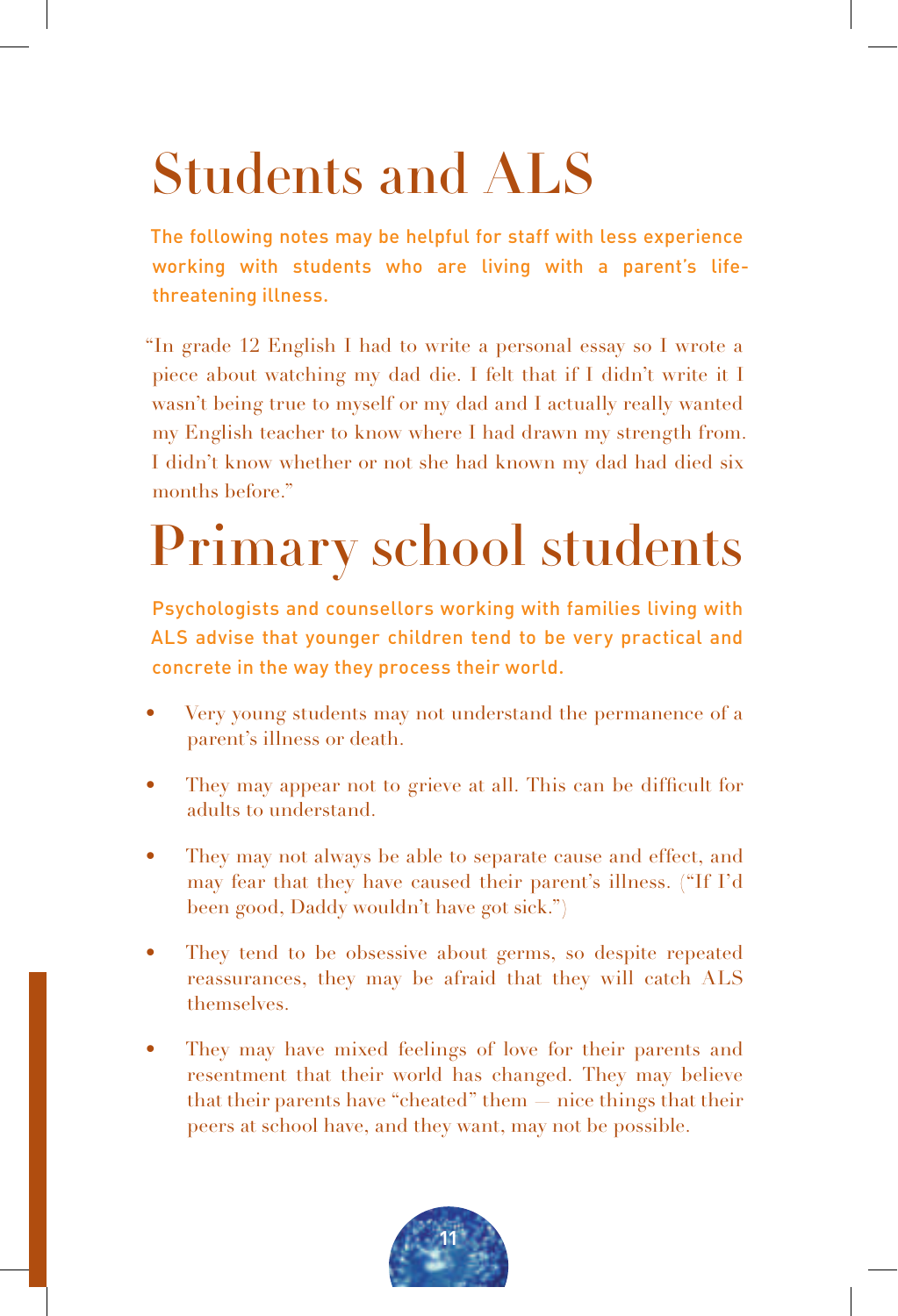# Students and ALS

The following notes may be helpful for staff with less experience working with students who are living with a parent's life-threatening illness.

"In grade 12 English I had to write a personal essay so I wrote a piece about watching my dad die. I felt that if I didn't write it I wasn't being true to myself or my dad and I actually really wanted my English teacher to know where I had drawn my strength from. I didn't know whether or not she had known my dad had died six months before."

# Primary school students

Psychologists and counsellors working with families living with ALS advise that younger children tend to be very practical and concrete in the way they process their world.

- Very young students may not understand the permanence of a parent's illness or death.
- They may appear not to grieve at all. This can be difficult for adults to understand.
- They may not always be able to separate cause and effect, and may fear that they have caused their parent's illness. ("If I'd been good, Daddy wouldn't have got sick.")
- They tend to be obsessive about germs, so despite repeated reassurances, they may be afraid that they will catch ALS themselves.
- They may have mixed feelings of love for their parents and resentment that their world has changed. They may believe that their parents have "cheated" them – nice things that their peers at school have, and they want, may not be possible.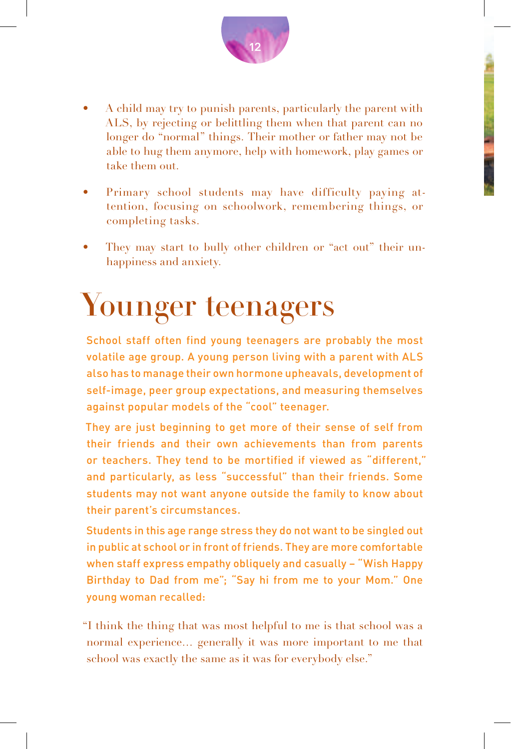- A child may try to punish parents, particularly the parent with ALS, by rejecting or belittling them when that parent can no longer do "normal" things. Their mother or father may not be able to hug them anymore, help with homework, play games or take them out.
- Primary school students may have difficulty paying attention, focusing on schoolwork, remembering things, or completing tasks.
- They may start to bully other children or "act out" their unhappiness and anxiety.

# Younger teenagers

School staff often find young teenagers are probably the most volatile age group. A young person living with a parent with ALS also has to manage their own hormone upheavals, development of self-image, peer group expectations, and measuring themselves against popular models of the "cool" teenager.

They are just beginning to get more of their sense of self from their friends and their own achievements than from parents or teachers. They tend to be mortified if viewed as "different," and particularly, as less "successful" than their friends. Some students may not want anyone outside the family to know about their parent's circumstances.

Students in this age range stress they do not want to be singled out in public at school or in front of friends. They are more comfortable when staff express empathy obliquely and casually – "Wish Happy Birthday to Dad from me"; "Say hi from me to your Mom." One young woman recalled:

"I think the thing that was most helpful to me is that school was a normal experience... generally it was more important to me that school was exactly the same as it was for everybody else."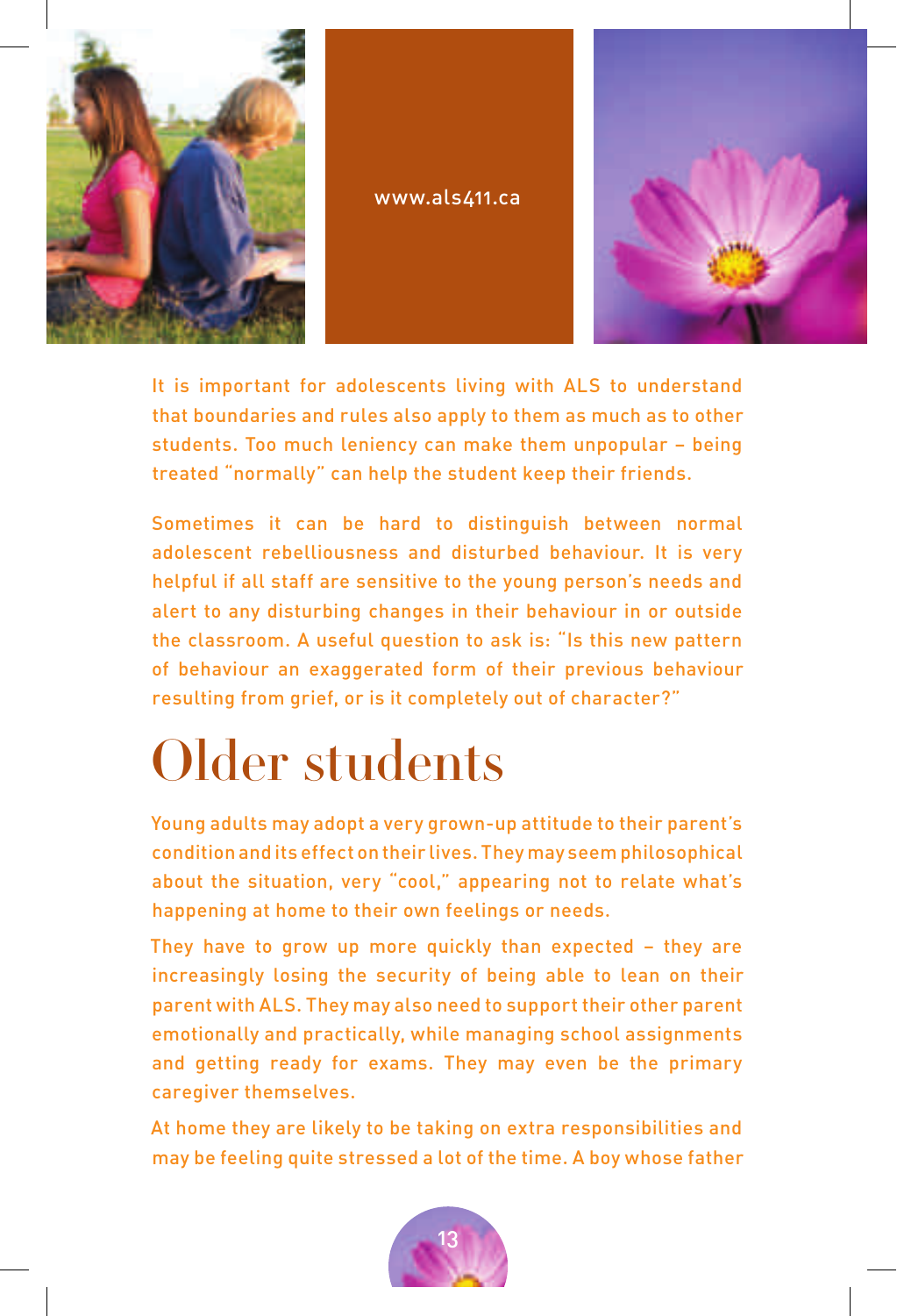www.als411.ca

It is important for adolescents living with ALS to understand that boundaries and rules also apply to them as much as to other students. Too much leniency can make them unpopular – being treated "normally" can help the student keep their friends.

Sometimes it can be hard to distinguish between normal adolescent rebelliousness and disturbed behaviour. It is very helpful if all staff are sensitive to the young person's needs and alert to any disturbing changes in their behaviour in or outside the classroom. A useful question to ask is: "Is this new pattern of behaviour an exaggerated form of their previous behaviour resulting from grief, or is it completely out of character?"

# Older students

Young adults may adopt a very grown-up attitude to their parent's condition and its effect on their lives. They may seem philosophical about the situation, very "cool," appearing not to relate what's happening at home to their own feelings or needs.

They have to grow up more quickly than expected – they are increasingly losing the security of being able to lean on their parent with ALS. They may also need to support their other parent emotionally and practically, while managing school assignments and getting ready for exams. They may even be the primary caregiver themselves.

At home they are likely to be taking on extra responsibilities and may be feeling quite stressed a lot of the time. A boy whose father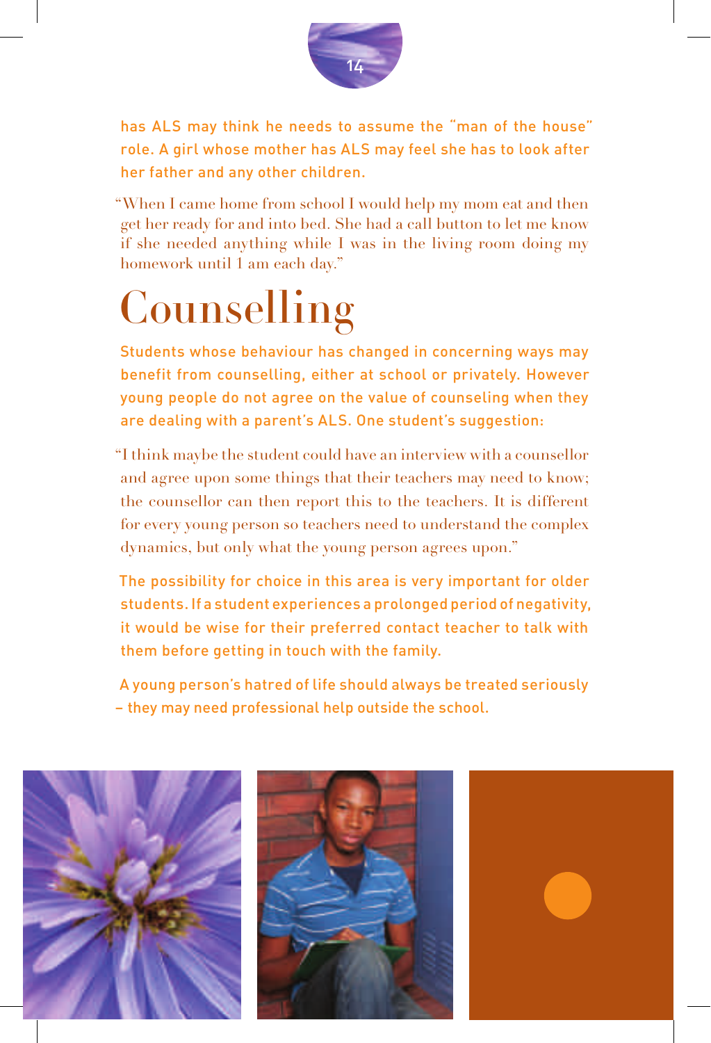has ALS may think he needs to assume the "man of the house" role. A girl whose mother has ALS may feel she has to look after her father and any other children.

"When I came home from school I would help my mom eat and then get her ready for and into bed. She had a call button to let me know if she needed anything while I was in the living room doing my homework until 1 am each day."

# Counselling

Students whose behaviour has changed in concerning ways may benefit from counselling, either at school or privately. However young people do not agree on the value of counseling when they are dealing with a parent's ALS. One student's suggestion:

"I think maybe the student could have an interview with a counsellor and agree upon some things that their teachers may need to know; the counsellor can then report this to the teachers. It is different for every young person so teachers need to understand the complex dynamics, but only what the young person agrees upon."

The possibility for choice in this area is very important for older students. If a student experiences a prolonged period of negativity, it would be wise for their preferred contact teacher to talk with them before getting in touch with the family.

A young person's hatred of life should always be treated seriously – they may need professional help outside the school.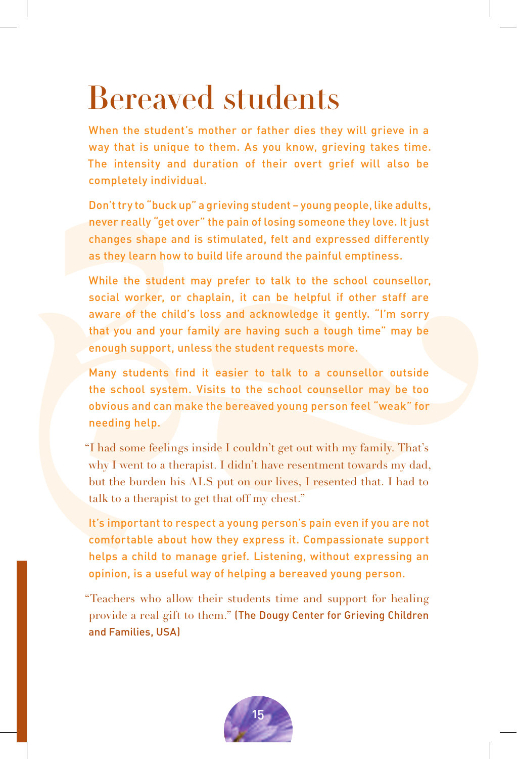# Bereaved students

When the student's mother or father dies they will grieve in a way that is unique to them. As you know, grieving takes time. The intensity and duration of their overt grief will also be completely individual.

Don't try to "buck up" a grieving student – young people, like adults, never really "get over" the pain of losing someone they love. It just changes shape and is stimulated, felt and expressed differently as they learn how to build life around the painful emptiness.

While the student may prefer to talk to the school counsellor, social worker, or chaplain, it can be helpful if other staff are aware of the child's loss and acknowledge it gently. "I'm sorry that you and your family are having such a tough time" may be enough support, unless the student requests more.

Many students find it easier to talk to a counsellor outside the school system. Visits to the school counsellor may be too obvious and can make the bereaved young person feel "weak" for needing help.

"I had some feelings inside I couldn't get out with my family. That's why I went to a therapist. I didn't have resentment towards my dad, but the burden his ALS put on our lives, I resented that. I had to talk to a therapist to get that off my chest."

It's important to respect a young person's pain even if you are not comfortable about how they express it. Compassionate support helps a child to manage grief. Listening, without expressing an opinion, is a useful way of helping a bereaved young person.

"Teachers who allow their students time and support for healing provide a real gift to them." (The Dougy Center for Grieving Children and Families, USA)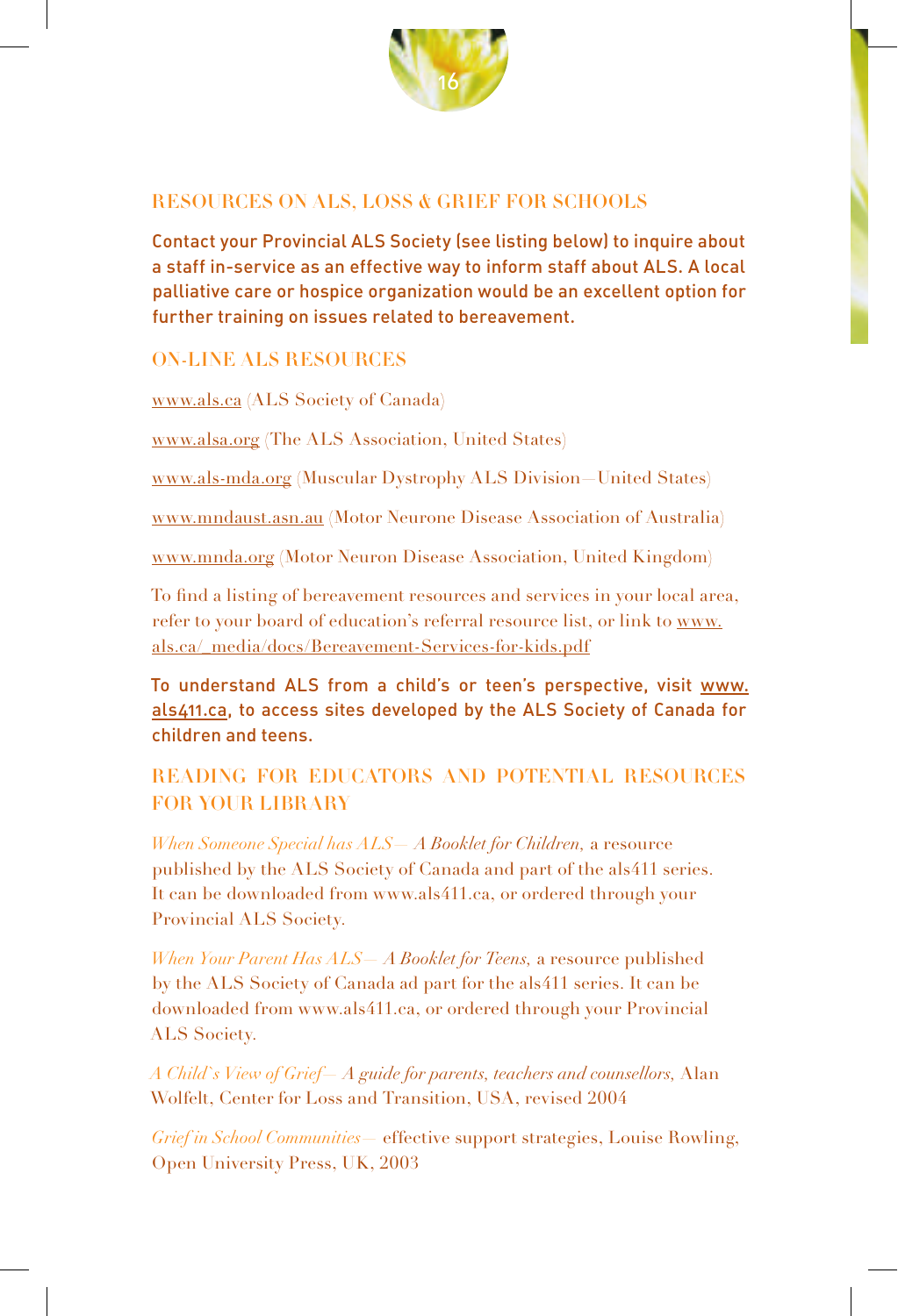## RESOURCES ON ALS, LOSS & GRIEF FOR SCHOOLS

Contact your Provincial ALS Society (see listing below) to inquire about a staff in-service as an effective way to inform staff about ALS. A local palliative care or hospice organization would be an excellent option for further training on issues related to bereavement.

### ON-LINE ALS RESOURCES

www.als.ca (ALS Society of Canada)

www.alsa.org (The ALS Association, United States)

www.als-mda.org (Muscular Dystrophy ALS Division—United States)

www.mndaust.asn.au (Motor Neurone Disease Association of Australia)

www.mnda.org (Motor Neuron Disease Association, United Kingdom)

To find a listing of bereavement resources and services in your local area, refer to your board of education's referral resource list, or link to www.als.ca/_media/docs/Bereavement-Services-for-kids.pdf

To understand ALS from a child's or teen's perspective, visit www.als411.ca, to access sites developed by the ALS Society of Canada for children and teens.

### READING FOR EDUCATORS AND POTENTIAL RESOURCES FOR YOUR LIBRARY

*When Someone Special has ALS— A Booklet for Children,* a resource published by the ALS Society of Canada and part of the als411 series. It can be downloaded from www.als411.ca, or ordered through your Provincial ALS Society.

*When Your Parent Has ALS— A Booklet for Teens,* a resource published by the ALS Society of Canada ad part for the als411 series. It can be downloaded from www.als411.ca, or ordered through your Provincial ALS Society.

*A Child's View of Grief— A guide for parents, teachers and counsellors,* Alan Wolfelt, Center for Loss and Transition, USA, revised 2004

*Grief in School Communities—* effective support strategies, Louise Rowling, Open University Press, UK, 2003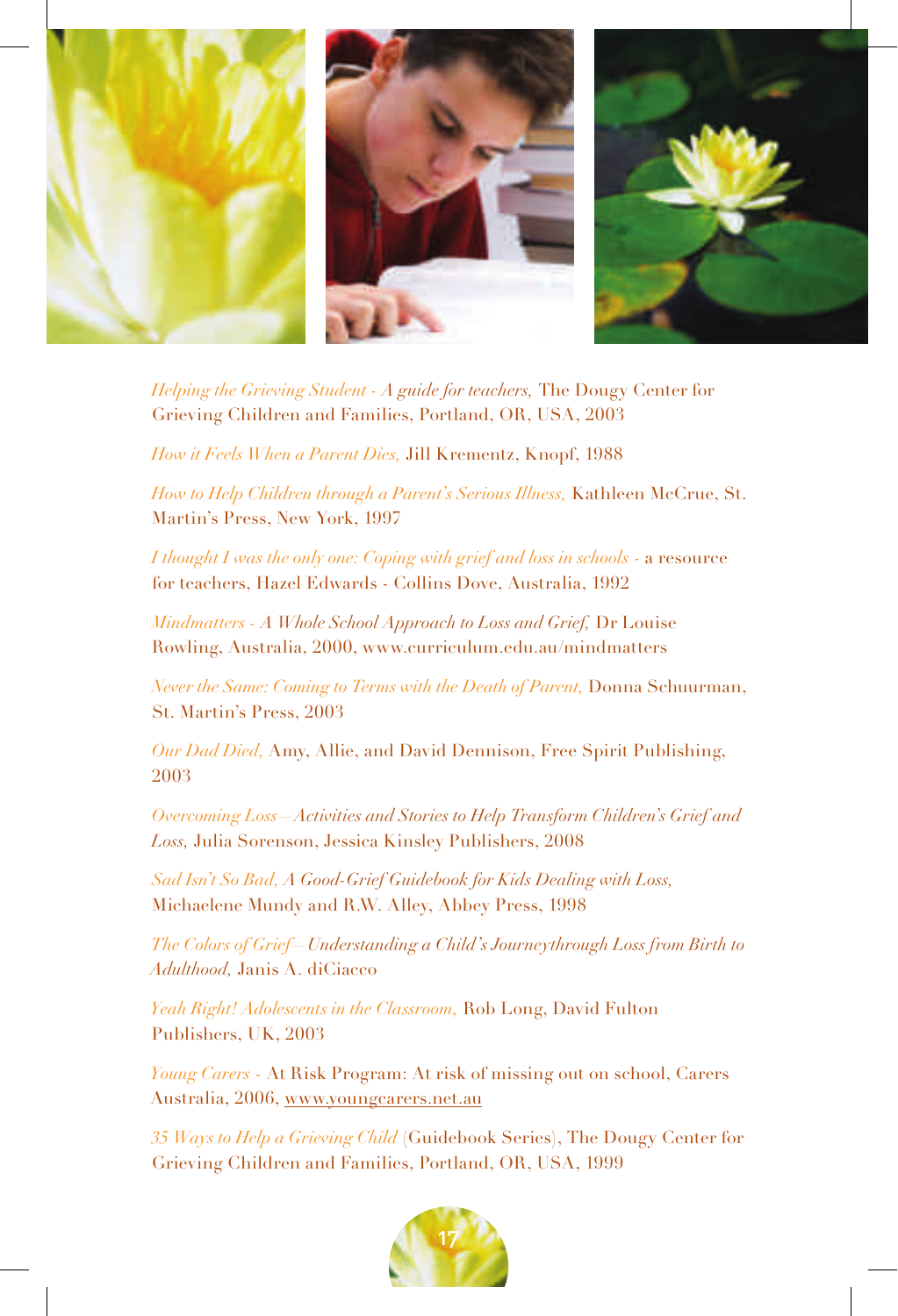*Helping the Grieving Student - A guide for teachers,* The Dougy Center for Grieving Children and Families, Portland, OR, USA, 2003

*How it Feels When a Parent Dies,* Jill Krementz, Knopf, 1988

*How to Help Children through a Parent's Serious Illness,* Kathleen McCrue, St. Martin's Press, New York, 1997

*I thought I was the only one: Coping with grief and loss in schools* - a resource for teachers, Hazel Edwards - Collins Dove, Australia, 1992

*Mindmatters - A Whole School Approach to Loss and Grief,* Dr Louise Rowling, Australia, 2000, www.curriculum.edu.au/mindmatters

*Never the Same: Coming to Terms with the Death of Parent,* Donna Schuurman, St. Martin's Press, 2003

*Our Dad Died,* Amy, Allie, and David Dennison, Free Spirit Publishing, 2003

*Overcoming Loss—Activities and Stories to Help Transform Children's Grief and Loss,* Julia Sorenson, Jessica Kinsley Publishers, 2008

*Sad Isn't So Bad, A Good-Grief Guidebook for Kids Dealing with Loss,* Michaelene Mundy and R.W. Alley, Abbey Press, 1998

*The Colors of Grief—Understanding a Child's Journeythrough Loss from Birth to Adulthood,* Janis A. diCiacco

*Yeah Right! Adolescents in the Classroom,* Rob Long, David Fulton Publishers, UK, 2003

*Young Carers* - At Risk Program: At risk of missing out on school, Carers Australia, 2006, www.youngcarers.net.au

*35 Ways to Help a Grieving Child* (Guidebook Series), The Dougy Center for Grieving Children and Families, Portland, OR, USA, 1999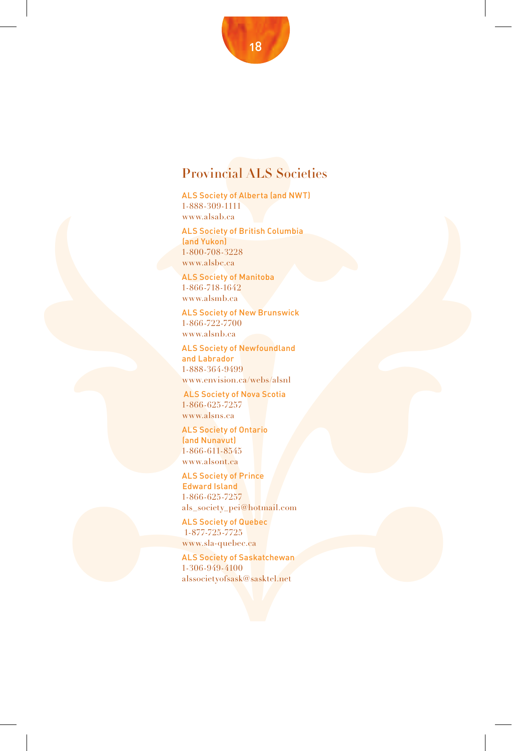## Provincial ALS Societies

ALS Society of Alberta (and NWT)
1-888-309-1111
www.alsab.ca

ALS Society of British Columbia (and Yukon)
1-800-708-3228
www.alsbc.ca

ALS Society of Manitoba
1-866-718-1642
www.alsmb.ca

ALS Society of New Brunswick
1-866-722-7700
www.alsnb.ca

ALS Society of Newfoundland and Labrador
1-888-364-9499
www.envision.ca/webs/alsnl

ALS Society of Nova Scotia
1-866-625-7257
www.alsns.ca

ALS Society of Ontario (and Nunavut)
1-866-611-8545
www.alsont.ca

ALS Society of Prince Edward Island
1-866-625-7257
als_society_pei@hotmail.com

ALS Society of Quebec
1-877-725-7725
www.sla-quebec.ca

ALS Society of Saskatchewan
1-306-949-4100
alssocietyofsask@sasktel.net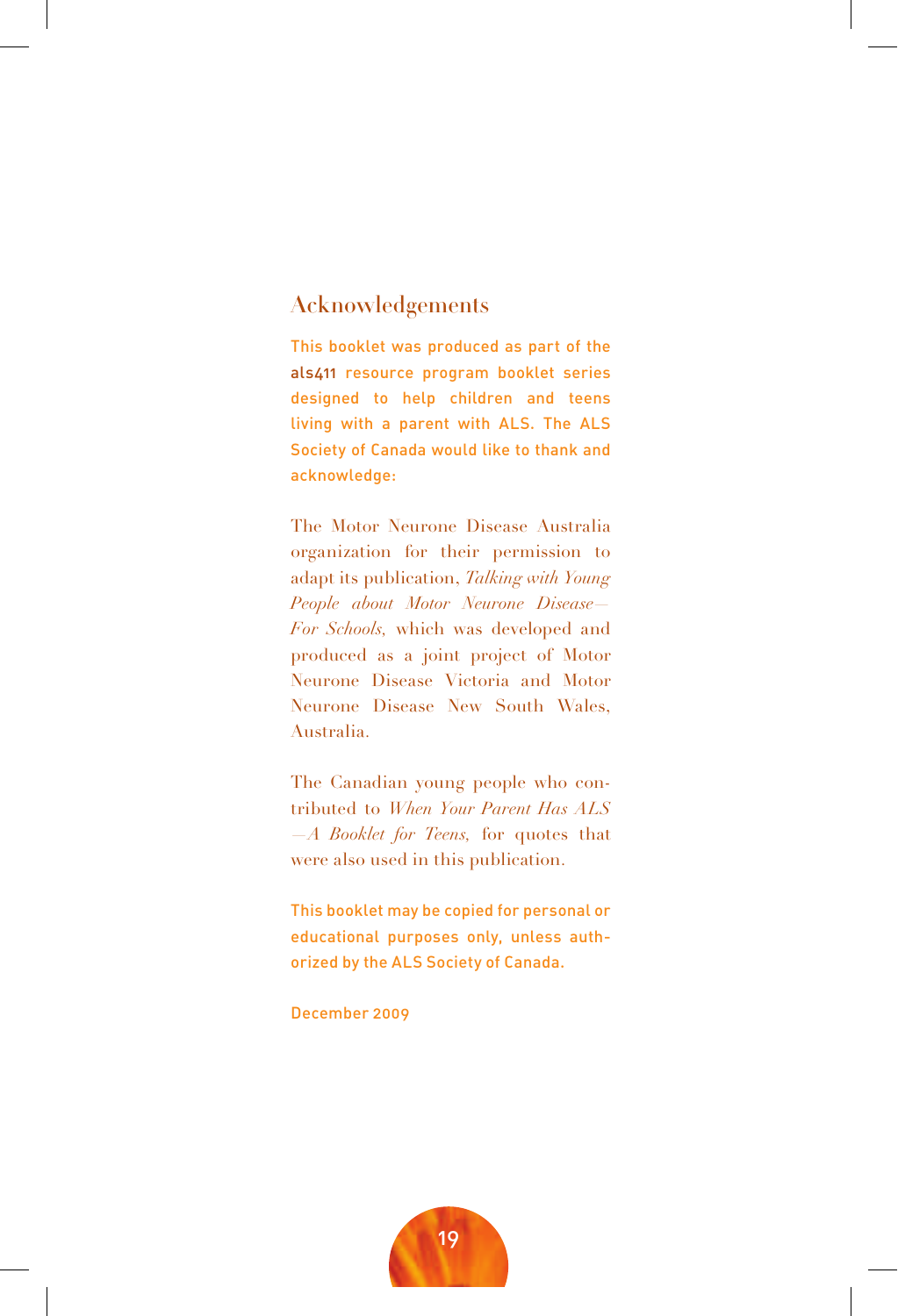## Acknowledgements

This booklet was produced as part of the als411 resource program booklet series designed to help children and teens living with a parent with ALS. The ALS Society of Canada would like to thank and acknowledge:

The Motor Neurone Disease Australia organization for their permission to adapt its publication, *Talking with Young People about Motor Neurone Disease—For Schools,* which was developed and produced as a joint project of Motor Neurone Disease Victoria and Motor Neurone Disease New South Wales, Australia.

The Canadian young people who contributed to *When Your Parent Has ALS—A Booklet for Teens,* for quotes that were also used in this publication.

This booklet may be copied for personal or educational purposes only, unless authorized by the ALS Society of Canada.

December 2009